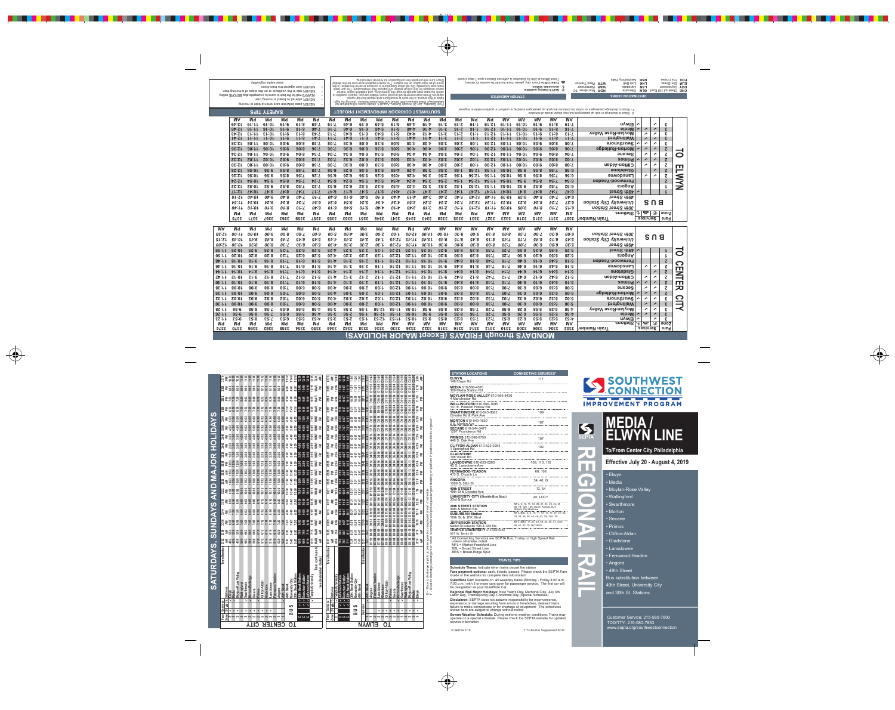# MEDIA / ELWYN LINE

**To/From Center City Philadelphia**

**Effective July 20 - August 4, 2019**

SOUTHWEST CONNECTION IMPROVEMENT PROGRAM

SEPTA REGIONAL RAIL

- Elwyn
- Media
- Moylan-Rose Valley
- Wallingford
- Swarthmore
- Morton
- Secane
- Primos
- Clifton-Aldan
- Gladstone
- Lansdowne
- Fernwood-Yeadon
- Angora
- 49th Street

Bus substitution between 49th Street, University City and 30th St. Stations

Customer Service: 215-580-7800
TDD/TTY: 215-580-7853
www.septa.org/southwestconnection

## STATION LOCATIONS

| Station Locations | Connecting Services* |
|---|---|
| **ELWYN** 149 Elwyn Rd | 117 |
| **MEDIA** 610-566-4070 309 Media Station Rd | |
| **MOYLAN-ROSE VALLEY** 610-566-8436 4 Manchester Rd | |
| **WALLINGFORD** 610-566-1095 141 E. Possum Hollow Rd | |
| **SWARTHMORE** 610-543-0662 Chester Rd & Park Ave | 109 |
| **MORTON** 610-543-1630 2 S. Morton Ave | 107 |
| **SECANE** 610-544-3477 1297 Providence Rd | |
| **PRIMOS** 215-580-8750 446 S. Oak Ave | 107 |
| **CLIFTON-ALDAN** 610-623-0253 1 Springfield Rd | 102 |
| **GLADSTONE** 198 Walsh Rd | |
| **LANSDOWNE** 610-623-0260 45 S. Lansdowne Ave | 109, 113, 115 |
| **FERNWOOD-YEADON** 413 S. Church Ln | 68, 108 |
| **ANGORA** 1099 S. 58th St | 34, 46, G |
| **49TH STREET** 49th St & Chester Ave | 13, 64 |
| **UNIVERSITY CITY** (Shuttle Bus Stop) 33rd & Spruce | 40, LUCY |
| **30TH STREET STATION** 30th & Market Sts | MFL, 9, 10, 11, 13, 30, 31, 34, 36, 44, 49, 62, 78, 124, 125, LUCY, Amtrak, NJT Atlantic City Rail Line |
| **SUBURBAN STATION** 16th St & JFK Blvd | MFL, BSL, 2, 4, 9, 16, 17, 27, 31, 32, 33, 38, 44, 48, 62, 78, 124, 125 |
| **JEFFERSON STATION** Market St between 10th & 12th Sts | MFL, BSL, 17, 23, 33, 38, 44, 45, 47, 47m, 48, 61, 62, 78, NJT BUS |
| **TEMPLE UNIVERSITY** 215-580-5440 927 W. Berks St | |

\* All Connecting Services are SEPTA Bus, Trolley or High Speed Rail unless otherwise noted
MFL = Market-Frankford Line
BSL = Broad Street Line
BRS = Broad-Ridge Spur

## TRAVEL TIPS

**Schedule Times:** Indicate when trains depart the station.

**Fare payment options:** cash, tickets, passes. Please check the SEPTA Fare Guide or the website for complete fare information.

**QuietRide Car:** Available on all weekday trains (Monday - Friday 4:00 a.m. - 7:00 p.m.) with 3 or more cars open for passenger service. The first car will be designated as your QuietRide Car.

**Regional Rail Major Holidays:** New Year's Day, Memorial Day, July 4th, Labor Day, Thanksgiving Day, Christmas Day (Special Schedule)

**Disclaimer:** SEPTA does not assume responsibility for inconvenience, experience or damage resulting from errors in timetables, delayed trains, failure to make connections or for shortage of equipment. The schedules shown here are subject to change without notice.

**Severe Weather Schedule:** During extreme weather conditions, Trains may operate on a special schedule. Please check the SEPTA website for updated service information.

© SEPTA 7/19 — T.T.6 ELW-S Supplement SCIP

## MONDAYS through FRIDAYS (Except MAJOR HOLIDAYS)

### TO CENTER CITY

| Zone | Stations | 3302 | 3304 | 3306 | 3308 | 3310 | 3312 | 3314 | 3316 | 3318 | 3322 | 3326 | 3330 | 3334 | 3338 | 3342 | 3346 | 3350 | 3354 | 3358 | 3362 | 3366 | 3370 | 3374 |
|---|---|---|---|---|---|---|---|---|---|---|---|---|---|---|---|---|---|---|---|---|---|---|---|---|
| | | AM | AM | AM | AM | AM | AM | AM | AM | AM | AM | AM | AM | PM | PM | PM | PM | PM | PM | PM | PM | PM | PM | PM |
| 3 | Elwyn | 4:53 | 5:23 | 5:53 | 6:23 | 6:53 | 7:23 | 7:53 | 8:23 | 8:53 | 9:53 | 10:53 | 11:53 | 12:53 | 1:53 | 2:53 | 3:53 | 4:53 | 5:53 | 6:53 | 7:53 | 8:53 | 9:53 | 11:23 |
| 3 | Media | 4:56 | 5:26 | 5:56 | 6:26 | 6:56 | 7:26 | 7:56 | 8:26 | 8:56 | 9:56 | 10:56 | 11:56 | 12:56 | 1:56 | 2:56 | 3:56 | 4:56 | 5:56 | 6:56 | 7:56 | 8:56 | 9:56 | 11:26 |
| 3 | Moylan-Rose Valley | 4:58 | 5:28 | 5:58 | 6:28 | 6:58 | 7:28 | 7:58 | 8:28 | 8:58 | 9:58 | 10:58 | 11:58 | 12:58 | 1:58 | 2:58 | 3:58 | 4:58 | 5:58 | 6:58 | 7:58 | 8:58 | 9:58 | 11:28 |
| 3 | Wallingford | 5:00 | 5:30 | 6:00 | 6:30 | 7:00 | 7:30 | 8:00 | 8:30 | 9:00 | 10:00 | 11:00 | 12:00 | 1:00 | 2:00 | 3:00 | 4:00 | 5:00 | 6:00 | 7:00 | 8:00 | 9:00 | 10:00 | 11:30 |
| 3 | Swarthmore | 5:02 | 5:32 | 6:02 | 6:32 | 7:02 | 7:32 | 8:02 | 8:32 | 9:02 | 10:02 | 11:02 | 12:02 | 1:02 | 2:02 | 3:02 | 4:02 | 5:02 | 6:02 | 7:02 | 8:02 | 9:02 | 10:02 | 11:32 |
| 2 | Morton-Rutledge | 5:05 | 5:35 | 6:05 | 6:35 | 7:05 | 7:35 | 8:05 | 8:35 | 9:05 | 10:05 | 11:05 | 12:05 | 1:05 | 2:05 | 3:05 | 4:05 | 5:05 | 6:05 | 7:05 | 8:05 | 9:05 | 10:05 | 11:35 |
| 2 | Secane | 5:08 | 5:38 | 6:08 | 6:38 | 7:08 | 7:38 | 8:08 | 8:38 | 9:08 | 10:08 | 11:08 | 12:08 | 1:08 | 2:08 | 3:08 | 4:08 | 5:08 | 6:08 | 7:08 | 8:08 | 9:08 | 10:08 | 11:38 |
| 2 | Primos | 5:10 | 5:40 | 6:10 | 6:40 | 7:10 | 7:40 | 8:10 | 8:40 | 9:10 | 10:10 | 11:10 | 12:10 | 1:10 | 2:10 | 3:10 | 4:10 | 5:10 | 6:10 | 7:10 | 8:10 | 9:10 | 10:10 | 11:40 |
| 2 | Clifton-Aldan | 5:12 | 5:42 | 6:12 | 6:42 | 7:12 | 7:42 | 8:12 | 8:42 | 9:12 | 10:12 | 11:12 | 12:12 | 1:12 | 2:12 | 3:12 | 4:12 | 5:12 | 6:12 | 7:12 | 8:12 | 9:12 | 10:12 | 11:42 |
| 2 | Gladstone | 5:14 | 5:44 | 6:14 | 6:44 | 7:14 | 7:44 | 8:14 | 8:44 | 9:14 | 10:14 | 11:14 | 12:14 | 1:14 | 2:14 | 3:14 | 4:14 | 5:14 | 6:14 | 7:14 | 8:14 | 9:14 | 10:14 | 11:44 |
| 2 | Lansdowne | 5:16 | 5:46 | 6:16 | 6:46 | 7:16 | 7:46 | 8:16 | 8:46 | 9:16 | 10:16 | 11:16 | 12:16 | 1:16 | 2:16 | 3:16 | 4:16 | 5:16 | 6:16 | 7:16 | 8:16 | 9:16 | 10:16 | 11:46 |
| 2 | Fernwood-Yeadon | 5:18 | 5:48 | 6:18 | 6:48 | 7:18 | 7:48 | 8:18 | 8:48 | 9:18 | 10:18 | 11:18 | 12:18 | 1:18 | 2:18 | 3:18 | 4:18 | 5:18 | 6:18 | 7:18 | 8:18 | 9:18 | 10:18 | 11:48 |
| 1 | Angora | 5:20 | 5:50 | 6:20 | 6:50 | 7:20 | 7:50 | 8:20 | 8:50 | 9:20 | 10:20 | 11:20 | 12:20 | 1:20 | 2:20 | 3:20 | 4:20 | 5:20 | 6:20 | 7:20 | 8:20 | 9:20 | 10:20 | 11:50 |
| 1 | 49th Street | 5:25 | 5:55 | 6:25 | 6:55 | 7:25 | 7:55 | 8:25 | 8:55 | 9:25 | 10:25 | 11:25 | 12:25 | 1:25 | 2:25 | 3:25 | 4:25 | 5:25 | 6:25 | 7:25 | 8:25 | 9:25 | 10:25 | 11:55 |
| BUS | 49th Street | 5:30 | 6:00 | 6:30 | 7:00 | 7:30 | 8:00 | 8:30 | 9:00 | 9:30 | 10:30 | 11:30 | 12:30 | 1:30 | 2:30 | 3:30 | 4:30 | 5:30 | 6:30 | 7:30 | 8:30 | 9:30 | 10:30 | 12:00 |
| BUS | University City Station | 5:45 | 6:15 | 6:45 | 7:15 | 7:45 | 8:15 | 8:45 | 9:15 | 9:45 | 10:45 | 11:45 | 12:45 | 1:45 | 2:45 | 3:45 | 4:45 | 5:45 | 6:45 | 7:45 | 8:45 | 9:45 | 10:45 | 12:15 |
| BUS | 30th Street Station | 5:50 | 6:20 | 6:50 | 7:20 | 7:50 | 8:20 | 8:50 | 9:20 | 9:50 | 10:50 | 11:50 | 12:50 | 1:50 | 2:50 | 3:50 | 4:50 | 5:50 | 6:50 | 7:50 | 8:50 | 9:50 | 10:50 | 12:20 |

### TO ELWYN

| Zone | Stations | 3307 | 3311 | 3315 | 3319 | 3323 | 3327 | 3331 | 3335 | 3339 | 3343 | 3347 | 3349 | 3351 | 3353 | 3355 | 3357 | 3359 | 3363 | 3367 | 3371 | 3375 |
|---|---|---|---|---|---|---|---|---|---|---|---|---|---|---|---|---|---|---|---|---|---|---|
| | | AM | AM | AM | AM | AM | AM | PM | PM | PM | PM | PM | PM | PM | PM | PM | PM | PM | PM | PM | PM | PM |
| BUS | 30th Street Station | 6:15 | 7:10 | 8:10 | 9:10 | 10:10 | 11:10 | 12:10 | 1:10 | 2:10 | 3:10 | 4:10 | 4:40 | 5:10 | 5:40 | 6:10 | 6:40 | 7:10 | 8:10 | 9:10 | 10:10 | 11:40 |
| BUS | University City Station | 6:27 | 7:24 | 8:24 | 9:24 | 10:24 | 11:24 | 12:24 | 1:24 | 2:24 | 3:24 | 4:24 | 4:54 | 5:24 | 5:54 | 6:24 | 6:54 | 7:24 | 8:24 | 9:24 | 10:24 | 11:54 |
| BUS | 49th Street | 6:40 | 7:40 | 8:40 | 9:40 | 10:40 | 11:40 | 12:40 | 1:40 | 2:40 | 3:40 | 4:40 | 5:10 | 5:40 | 6:10 | 6:40 | 7:10 | 7:40 | 8:40 | 9:40 | 10:40 | 12:10 |
| 1 | 49th Street | 6:47 | 7:47 | 8:47 | 9:47 | 10:47 | 11:47 | 12:47 | 1:47 | 2:47 | 3:47 | 4:47 | 5:17 | 5:47 | 6:17 | 6:47 | 7:17 | 7:47 | 8:47 | 9:47 | 10:47 | 12:17 |
| 1 | Angora | 6:52 | 7:52 | 8:52 | 9:52 | 10:52 | 11:52 | 12:52 | 1:52 | 2:52 | 3:52 | 4:52 | 5:22 | 5:52 | 6:22 | 6:52 | 7:22 | 7:52 | 8:52 | 9:52 | 10:52 | 12:22 |
| 2 | Fernwood-Yeadon | 6:54 | 7:54 | 8:54 | 9:54 | 10:54 | 11:54 | 12:54 | 1:54 | 2:54 | 3:54 | 4:54 | 5:24 | 5:54 | 6:24 | 6:54 | 7:24 | 7:54 | 8:54 | 9:54 | 10:54 | 12:24 |
| 2 | Lansdowne | 6:56 | 7:56 | 8:56 | 9:56 | 10:56 | 11:56 | 12:56 | 1:56 | 2:56 | 3:56 | 4:56 | 5:26 | 5:56 | 6:26 | 6:56 | 7:26 | 7:56 | 8:56 | 9:56 | 10:56 | 12:26 |
| 2 | Gladstone | 6:58 | 7:58 | 8:58 | 9:58 | 10:58 | 11:58 | 12:58 | 1:58 | 2:58 | 3:58 | 4:58 | 5:28 | 5:58 | 6:28 | 6:58 | 7:28 | 7:58 | 8:58 | 9:58 | 10:58 | 12:28 |
| 2 | Clifton-Aldan | 7:00 | 8:00 | 9:00 | 10:00 | 11:00 | 12:00 | 1:00 | 2:00 | 3:00 | 4:00 | 5:00 | 5:30 | 6:00 | 6:30 | 7:00 | 7:30 | 8:00 | 9:00 | 10:00 | 11:00 | 12:30 |
| 2 | Primos | 7:02 | 8:02 | 9:02 | 10:02 | 11:02 | 12:02 | 1:02 | 2:02 | 3:02 | 4:02 | 5:02 | 5:32 | 6:02 | 6:32 | 7:02 | 7:32 | 8:02 | 9:02 | 10:02 | 11:02 | 12:32 |
| 2 | Secane | 7:04 | 8:04 | 9:04 | 10:04 | 11:04 | 12:04 | 1:04 | 2:04 | 3:04 | 4:04 | 5:04 | 5:34 | 6:04 | 6:34 | 7:04 | 7:34 | 8:04 | 9:04 | 10:04 | 11:04 | 12:34 |
| 2 | Morton-Rutledge | 7:06 | 8:06 | 9:06 | 10:06 | 11:06 | 12:06 | 1:06 | 2:06 | 3:06 | 4:06 | 5:06 | 5:36 | 6:06 | 6:36 | 7:06 | 7:36 | 8:06 | 9:06 | 10:06 | 11:06 | 12:36 |
| 3 | Swarthmore | 7:08 | 8:08 | 9:08 | 10:08 | 11:08 | 12:08 | 1:08 | 2:08 | 3:08 | 4:08 | 5:08 | 5:38 | 6:08 | 6:38 | 7:08 | 7:38 | 8:08 | 9:08 | 10:08 | 11:08 | 12:38 |
| 3 | Wallingford | 7:11 | 8:11 | 9:11 | 10:11 | 11:11 | 12:11 | 1:11 | 2:11 | 3:11 | 4:11 | 5:11 | 5:41 | 6:11 | 6:41 | 7:11 | 7:41 | 8:11 | 9:11 | 10:11 | 11:11 | 12:41 |
| 3 | Moylan-Rose Valley | 7:13 | 8:13 | 9:13 | 10:13 | 11:13 | 12:13 | 1:13 | 2:13 | 3:13 | 4:13 | 5:13 | 5:43 | 6:13 | 6:43 | 7:13 | 7:43 | 8:13 | 9:13 | 10:13 | 11:13 | 12:43 |
| 3 | Media | 7:16 | 8:16 | 9:16 | 10:16 | 11:16 | 12:16 | 1:16 | 2:16 | 3:16 | 4:16 | 5:16 | 5:46 | 6:16 | 6:46 | 7:16 | 7:46 | 8:16 | 9:16 | 10:16 | 11:16 | 12:46 |
| 3 | Elwyn | 7:19 | 8:19 | 9:19 | 10:19 | 11:19 | 12:19 | 1:19 | 2:19 | 3:19 | 4:19 | 5:19 | 5:49 | 6:19 | 6:49 | 7:19 | 7:49 | 8:19 | 9:19 | 10:19 | 11:19 | 12:49 |

F - Stops to discharge or pick up passengers but may depart ahead of schedule
D - Stops to discharge passengers on notice to conductor and to pick up passengers standing on platform in position visible to engineer

## SATURDAYS, SUNDAYS AND MAJOR HOLIDAYS

## DESTINATION CODES

## STATION AMENITIES

## SOUTHWEST CORRIDOR IMPROVEMENT PROJECT

## SAFETY TIPS

- NEVER pass between cars when a train is moving
- NEVER attempt to board a moving train
- ALWAYS wait for the train to come to a complete stop BEFORE exiting
- NEVER ride in the vestibules or on the steps of a moving train
- NEVER lean against the train doors

www.septa.org/safety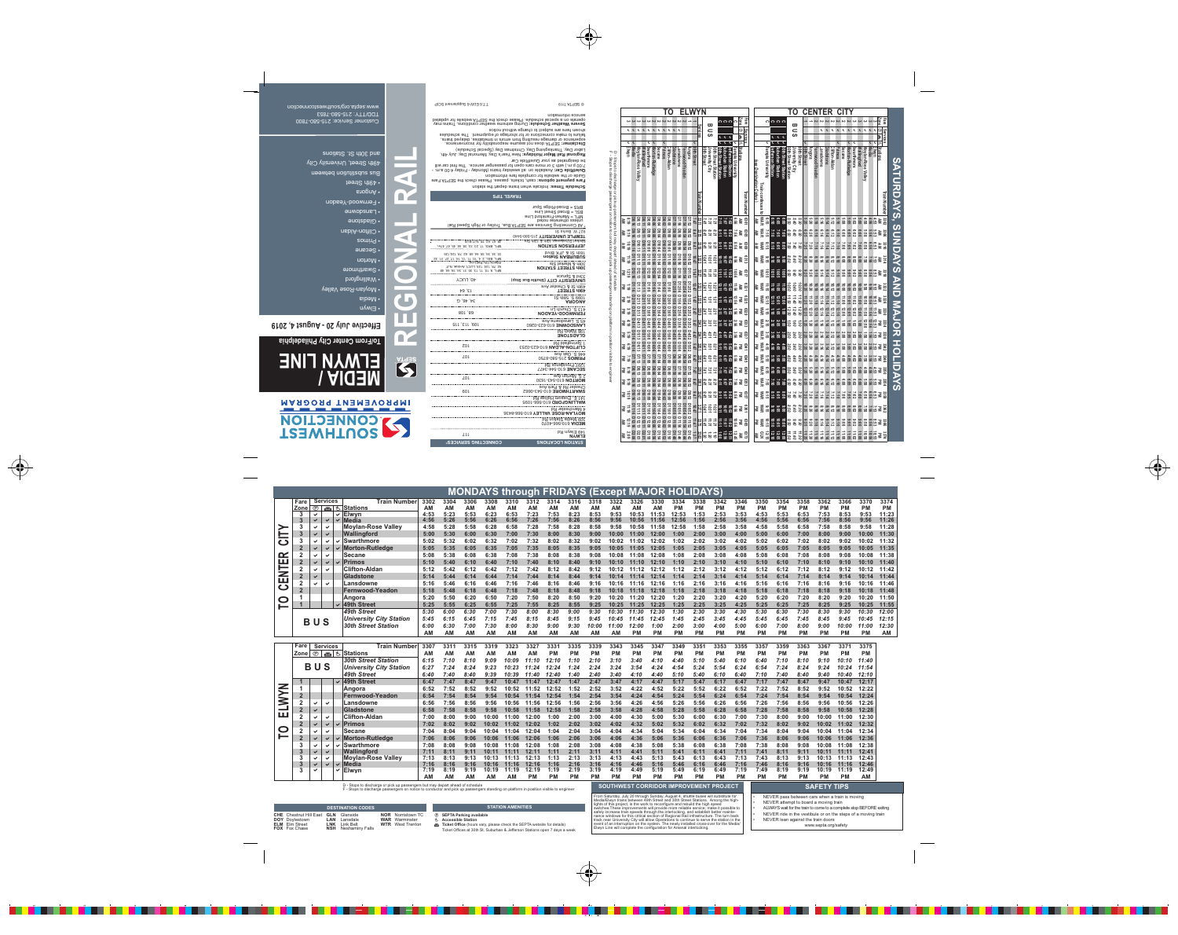# MEDIA / ELWYN LINE

**To/From Center City Philadelphia**

**Effective July 20 - August 4, 2019**

SOUTHWEST CONNECTION IMPROVEMENT PROGRAM

SEPTA REGIONAL RAIL

- Elwyn
- Media
- Moylan-Rose Valley
- Wallingford
- Swarthmore
- Morton
- Secane
- Primos
- Clifton-Aldan
- Gladstone
- Lansdowne
- Fernwood-Yeadon
- Angora
- 49th Street

Bus substitution between 49th Street, University City and 30th St. Stations

Customer Service: 215-580-7800
TDD/TTY: 215-580-7853
www.septa.org/southwestconnection

## SATURDAYS, SUNDAYS AND MAJOR HOLIDAYS

## MONDAYS through FRIDAYS (Except MAJOR HOLIDAYS)

### TO CENTER CITY

| Fare Zone | Parking | Ticket Office | Accessible | Stations / Train Number | 3302 | 3304 | 3306 | 3308 | 3310 | 3312 | 3314 | 3316 | 3318 | 3322 | 3326 | 3330 | 3334 | 3338 | 3342 | 3346 | 3350 | 3354 | 3358 | 3362 | 3366 | 3370 | 3374 |
|---|---|---|---|---|---|---|---|---|---|---|---|---|---|---|---|---|---|---|---|---|---|---|---|---|---|---|---|
| | | | | | AM | AM | AM | AM | AM | AM | AM | AM | AM | AM | AM | AM | PM | PM | PM | PM | PM | PM | PM | PM | PM | PM | PM |
| 3 | ✓ | | ✓ | Elwyn | 4:53 | 5:23 | 5:53 | 6:23 | 6:53 | 7:23 | 7:53 | 8:23 | 8:53 | 9:53 | 10:53 | 11:53 | 12:53 | 1:53 | 2:53 | 3:53 | 4:53 | 5:53 | 6:53 | 7:53 | 8:53 | 9:53 | 11:23 |
| 3 | ✓ | ✓ | ✓ | Media | 4:56 | 5:26 | 5:56 | 6:26 | 6:56 | 7:26 | 7:56 | 8:26 | 8:56 | 9:56 | 10:56 | 11:56 | 12:56 | 1:56 | 2:56 | 3:56 | 4:56 | 5:56 | 6:56 | 7:56 | 8:56 | 9:56 | 11:26 |
| 3 | ✓ | | ✓ | Moylan-Rose Valley | 4:58 | 5:28 | 5:58 | 6:28 | 6:58 | 7:28 | 7:58 | 8:28 | 8:58 | 9:58 | 10:58 | 11:58 | 12:58 | 1:58 | 2:58 | 3:58 | 4:58 | 5:58 | 6:58 | 7:58 | 8:58 | 9:58 | 11:28 |
| 3 | ✓ | | ✓ | Wallingford | 5:00 | 5:30 | 6:00 | 6:30 | 7:00 | 7:30 | 8:00 | 8:30 | 9:00 | 10:00 | 11:00 | 12:00 | 1:00 | 2:00 | 3:00 | 4:00 | 5:00 | 6:00 | 7:00 | 8:00 | 9:00 | 10:00 | 11:30 |
| 3 | ✓ | ✓ | ✓ | Swarthmore | 5:02 | 5:32 | 6:02 | 6:32 | 7:02 | 7:32 | 8:02 | 8:32 | 9:02 | 10:02 | 11:02 | 12:02 | 1:02 | 2:02 | 3:02 | 4:02 | 5:02 | 6:02 | 7:02 | 8:02 | 9:02 | 10:02 | 11:32 |
| 2 | ✓ | ✓ | ✓ | Morton-Rutledge | 5:05 | 5:35 | 6:05 | 6:35 | 7:05 | 7:35 | 8:05 | 8:35 | 9:05 | 10:05 | 11:05 | 12:05 | 1:05 | 2:05 | 3:05 | 4:05 | 5:05 | 6:05 | 7:05 | 8:05 | 9:05 | 10:05 | 11:35 |
| 2 | ✓ | | ✓ | Secane | 5:08 | 5:38 | 6:08 | 6:38 | 7:08 | 7:38 | 8:08 | 8:38 | 9:08 | 10:08 | 11:08 | 12:08 | 1:08 | 2:08 | 3:08 | 4:08 | 5:08 | 6:08 | 7:08 | 8:08 | 9:08 | 10:08 | 11:38 |
| 2 | ✓ | ✓ | ✓ | Primos | 5:10 | 5:40 | 6:10 | 6:40 | 7:10 | 7:40 | 8:10 | 8:40 | 9:10 | 10:10 | 11:10 | 12:10 | 1:10 | 2:10 | 3:10 | 4:10 | 5:10 | 6:10 | 7:10 | 8:10 | 9:10 | 10:10 | 11:40 |
| 2 | ✓ | | ✓ | Clifton-Aldan | 5:12 | 5:42 | 6:12 | 6:42 | 7:12 | 7:42 | 8:12 | 8:42 | 9:12 | 10:12 | 11:12 | 12:12 | 1:12 | 2:12 | 3:12 | 4:12 | 5:12 | 6:12 | 7:12 | 8:12 | 9:12 | 10:12 | 11:42 |
| 2 | ✓ | | | Gladstone | 5:14 | 5:44 | 6:14 | 6:44 | 7:14 | 7:44 | 8:14 | 8:44 | 9:14 | 10:14 | 11:14 | 12:14 | 1:14 | 2:14 | 3:14 | 4:14 | 5:14 | 6:14 | 7:14 | 8:14 | 9:14 | 10:14 | 11:44 |
| 2 | ✓ | ✓ | | Lansdowne | 5:16 | 5:46 | 6:16 | 6:46 | 7:16 | 7:46 | 8:16 | 8:46 | 9:16 | 10:16 | 11:16 | 12:16 | 1:16 | 2:16 | 3:16 | 4:16 | 5:16 | 6:16 | 7:16 | 8:16 | 9:16 | 10:16 | 11:46 |
| 2 | | | | Fernwood-Yeadon | 5:18 | 5:48 | 6:18 | 6:48 | 7:18 | 7:48 | 8:18 | 8:48 | 9:18 | 10:18 | 11:18 | 12:18 | 1:18 | 2:18 | 3:18 | 4:18 | 5:18 | 6:18 | 7:18 | 8:18 | 9:18 | 10:18 | 11:48 |
| 1 | | | | Angora | 5:20 | 5:50 | 6:20 | 6:50 | 7:20 | 7:50 | 8:20 | 8:50 | 9:20 | 10:20 | 11:20 | 12:20 | 1:20 | 2:20 | 3:20 | 4:20 | 5:20 | 6:20 | 7:20 | 8:20 | 9:20 | 10:20 | 11:50 |
| 1 | | | ✓ | 49th Street | 5:25 | 5:55 | 6:25 | 6:55 | 7:25 | 7:55 | 8:25 | 8:55 | 9:25 | 10:25 | 11:25 | 12:25 | 1:25 | 2:25 | 3:25 | 4:25 | 5:25 | 6:25 | 7:25 | 8:25 | 9:25 | 10:25 | 11:55 |
| BUS | | | | *49th Street* | *5:30* | *6:00* | *6:30* | *7:00* | *7:30* | *8:00* | *8:30* | *9:00* | *9:30* | *10:30* | *11:30* | *12:30* | *1:30* | *2:30* | *3:30* | *4:30* | *5:30* | *6:30* | *7:30* | *8:30* | *9:30* | *10:30* | *12:00* |
| BUS | | | | *University City Station* | *5:45* | *6:15* | *6:45* | *7:15* | *7:45* | *8:15* | *8:45* | *9:15* | *9:45* | *10:45* | *11:45* | *12:45* | *1:45* | *2:45* | *3:45* | *4:45* | *5:45* | *6:45* | *7:45* | *8:45* | *9:45* | *10:45* | *12:15* |
| BUS | | | | *30th Street Station* | *6:00* | *6:30* | *7:00* | *7:30* | *8:00* | *8:30* | *9:00* | *9:30* | *10:00* | *11:00* | *12:00* | *1:00* | *2:00* | *3:00* | *4:00* | *5:00* | *6:00* | *7:00* | *8:00* | *9:00* | *10:00* | *11:00* | *12:30* |
| | | | | | AM | AM | AM | AM | AM | AM | AM | AM | AM | AM | PM | PM | PM | PM | PM | PM | PM | PM | PM | PM | PM | PM | AM |

### TO ELWYN

| Fare Zone | Parking | Ticket Office | Accessible | Stations / Train Number | 3307 | 3311 | 3315 | 3319 | 3323 | 3327 | 3331 | 3335 | 3339 | 3343 | 3345 | 3347 | 3349 | 3351 | 3353 | 3355 | 3357 | 3359 | 3363 | 3367 | 3371 | 3375 |
|---|---|---|---|---|---|---|---|---|---|---|---|---|---|---|---|---|---|---|---|---|---|---|---|---|---|---|
| | | | | | AM | AM | AM | AM | AM | AM | PM | PM | PM | PM | PM | PM | PM | PM | PM | PM | PM | PM | PM | PM | PM | PM |
| BUS | | | | *30th Street Station* | *6:15* | *7:10* | *8:10* | *9:09* | *10:09* | *11:10* | *12:10* | *1:10* | *2:10* | *3:10* | *3:40* | *4:10* | *4:40* | *5:10* | *5:40* | *6:10* | *6:40* | *7:10* | *8:10* | *9:10* | *10:10* | *11:40* |
| BUS | | | | *University City Station* | *6:27* | *7:24* | *8:24* | *9:23* | *10:23* | *11:24* | *12:24* | *1:24* | *2:24* | *3:24* | *3:54* | *4:24* | *4:54* | *5:24* | *5:54* | *6:24* | *6:54* | *7:24* | *8:24* | *9:24* | *10:24* | *11:54* |
| BUS | | | | *49th Street* | *6:40* | *7:40* | *8:40* | *9:39* | *10:39* | *11:40* | *12:40* | *1:40* | *2:40* | *3:40* | *4:10* | *4:40* | *5:10* | *5:40* | *6:10* | *6:40* | *7:10* | *7:40* | *8:40* | *9:40* | *10:40* | *12:10* |
| 1 | | | ✓ | 49th Street | 6:47 | 7:47 | 8:47 | 9:47 | 10:47 | 11:47 | 12:47 | 1:47 | 2:47 | 3:47 | 4:17 | 4:47 | 5:17 | 5:47 | 6:17 | 6:47 | 7:17 | 7:47 | 8:47 | 9:47 | 10:47 | 12:17 |
| 1 | | | | Angora | 6:52 | 7:52 | 8:52 | 9:52 | 10:52 | 11:52 | 12:52 | 1:52 | 2:52 | 3:52 | 4:22 | 4:52 | 5:22 | 5:52 | 6:22 | 6:52 | 7:22 | 7:52 | 8:52 | 9:52 | 10:52 | 12:22 |
| 2 | | | | Fernwood-Yeadon | 6:54 | 7:54 | 8:54 | 9:54 | 10:54 | 11:54 | 12:54 | 1:54 | 2:54 | 3:54 | 4:24 | 4:54 | 5:24 | 5:54 | 6:24 | 6:54 | 7:24 | 7:54 | 8:54 | 9:54 | 10:54 | 12:24 |
| 2 | ✓ | ✓ | | Lansdowne | 6:56 | 7:56 | 8:56 | 9:56 | 10:56 | 11:56 | 12:56 | 1:56 | 2:56 | 3:56 | 4:26 | 4:56 | 5:26 | 5:56 | 6:26 | 6:56 | 7:26 | 7:56 | 8:56 | 9:56 | 10:56 | 12:26 |
| 2 | ✓ | | | Gladstone | 6:58 | 7:58 | 8:58 | 9:58 | 10:58 | 11:58 | 12:58 | 1:58 | 2:58 | 3:58 | 4:28 | 4:58 | 5:28 | 5:58 | 6:28 | 6:58 | 7:28 | 7:58 | 8:58 | 9:58 | 10:58 | 12:28 |
| 2 | ✓ | | ✓ | Clifton-Aldan | 7:00 | 8:00 | 9:00 | 10:00 | 11:00 | 12:00 | 1:00 | 2:00 | 3:00 | 4:00 | 4:30 | 5:00 | 5:30 | 6:00 | 6:30 | 7:00 | 7:30 | 8:00 | 9:00 | 10:00 | 11:00 | 12:30 |
| 2 | ✓ | ✓ | ✓ | Primos | 7:02 | 8:02 | 9:02 | 10:02 | 11:02 | 12:02 | 1:02 | 2:02 | 3:02 | 4:02 | 4:32 | 5:02 | 5:32 | 6:02 | 6:32 | 7:02 | 7:32 | 8:02 | 9:02 | 10:02 | 11:02 | 12:32 |
| 2 | ✓ | | ✓ | Secane | 7:04 | 8:04 | 9:04 | 10:04 | 11:04 | 12:04 | 1:04 | 2:04 | 3:04 | 4:04 | 4:34 | 5:04 | 5:34 | 6:04 | 6:34 | 7:04 | 7:34 | 8:04 | 9:04 | 10:04 | 11:04 | 12:34 |
| 2 | ✓ | ✓ | ✓ | Morton-Rutledge | 7:06 | 8:06 | 9:06 | 10:06 | 11:06 | 12:06 | 1:06 | 2:06 | 3:06 | 4:06 | 4:36 | 5:06 | 5:36 | 6:06 | 6:36 | 7:06 | 7:36 | 8:06 | 9:06 | 10:06 | 11:06 | 12:36 |
| 3 | ✓ | ✓ | ✓ | Swarthmore | 7:08 | 8:08 | 9:08 | 10:08 | 11:08 | 12:08 | 1:08 | 2:08 | 3:08 | 4:08 | 4:38 | 5:08 | 5:38 | 6:08 | 6:38 | 7:08 | 7:38 | 8:08 | 9:08 | 10:08 | 11:08 | 12:38 |
| 3 | ✓ | | ✓ | Wallingford | 7:11 | 8:11 | 9:11 | 10:11 | 11:11 | 12:11 | 1:11 | 2:11 | 3:11 | 4:11 | 4:41 | 5:11 | 5:41 | 6:11 | 6:41 | 7:11 | 7:41 | 8:11 | 9:11 | 10:11 | 11:11 | 12:41 |
| 3 | ✓ | | ✓ | Moylan-Rose Valley | 7:13 | 8:13 | 9:13 | 10:13 | 11:13 | 12:13 | 1:13 | 2:13 | 3:13 | 4:13 | 4:43 | 5:13 | 5:43 | 6:13 | 6:43 | 7:13 | 7:43 | 8:13 | 9:13 | 10:13 | 11:13 | 12:43 |
| 3 | ✓ | ✓ | ✓ | Media | 7:16 | 8:16 | 9:16 | 10:16 | 11:16 | 12:16 | 1:16 | 2:16 | 3:16 | 4:16 | 4:46 | 5:16 | 5:46 | 6:16 | 6:46 | 7:16 | 7:46 | 8:16 | 9:16 | 10:16 | 11:16 | 12:46 |
| 3 | ✓ | | ✓ | Elwyn | 7:19 | 8:19 | 9:19 | 10:19 | 11:19 | 12:19 | 1:19 | 2:19 | 3:19 | 4:19 | 4:49 | 5:19 | 5:49 | 6:19 | 6:49 | 7:19 | 7:49 | 8:19 | 9:19 | 10:19 | 11:19 | 12:49 |
| | | | | | AM | AM | AM | AM | AM | PM | PM | PM | PM | PM | PM | PM | PM | PM | PM | PM | PM | PM | PM | PM | PM | AM |

D - Stops to discharge or pick up passengers but may depart ahead of schedule
F - Stops to discharge passengers on notice to conductor and pick up passengers standing on platform in position visible to engineer

### DESTINATION CODES

| | | | | | |
|---|---|---|---|---|---|
| **CHE** Chestnut Hill East | **GLN** Glenside | **NOR** Norristown TC |
| **DOY** Doylestown | **LAN** Lansdale | **WAR** Warminster |
| **ELM** Elm Street | **LNK** Link Belt | **WTR** West Trenton |
| **FOX** Fox Chase | **NSH** Neshaminy Falls | |

### STATION AMENITIES

- SEPTA Parking available
- Accessible Station
- Ticket Office (hours vary, please check the SEPTA website for details)
  Ticket Offices at 30th St, Suburban & Jefferson Stations open 7 days a week

### SOUTHWEST CORRIDOR IMPROVEMENT PROJECT

From Saturday, July 20 through Sunday, August 4, shuttle buses will substitute for Media/Elwyn trains between 49th Street and 30th Street Stations. Among the highlights of this project, is the work to reconfigure and rebuild the high speed switches.These improvements will provide more reliable service, make it possible to safely increase train speeds through the interlocking, and establish better maintenance windows for this critical section of Regional Rail infrastructure. The turn back track near University City will allow Operations to continue to serve the station in the event of an interruption on the system. The newly created crossover for the Media/Elwyn Line will complete the configuration for Arsenal interlocking.

### SAFETY TIPS

- NEVER pass between cars when a train is moving
- NEVER attempt to board a moving train
- ALWAYS wait for the train to come to a complete stop BEFORE exiting
- NEVER ride in the vestibule or on the steps of a moving train
- NEVER lean against the train doors

www.septa.org/safety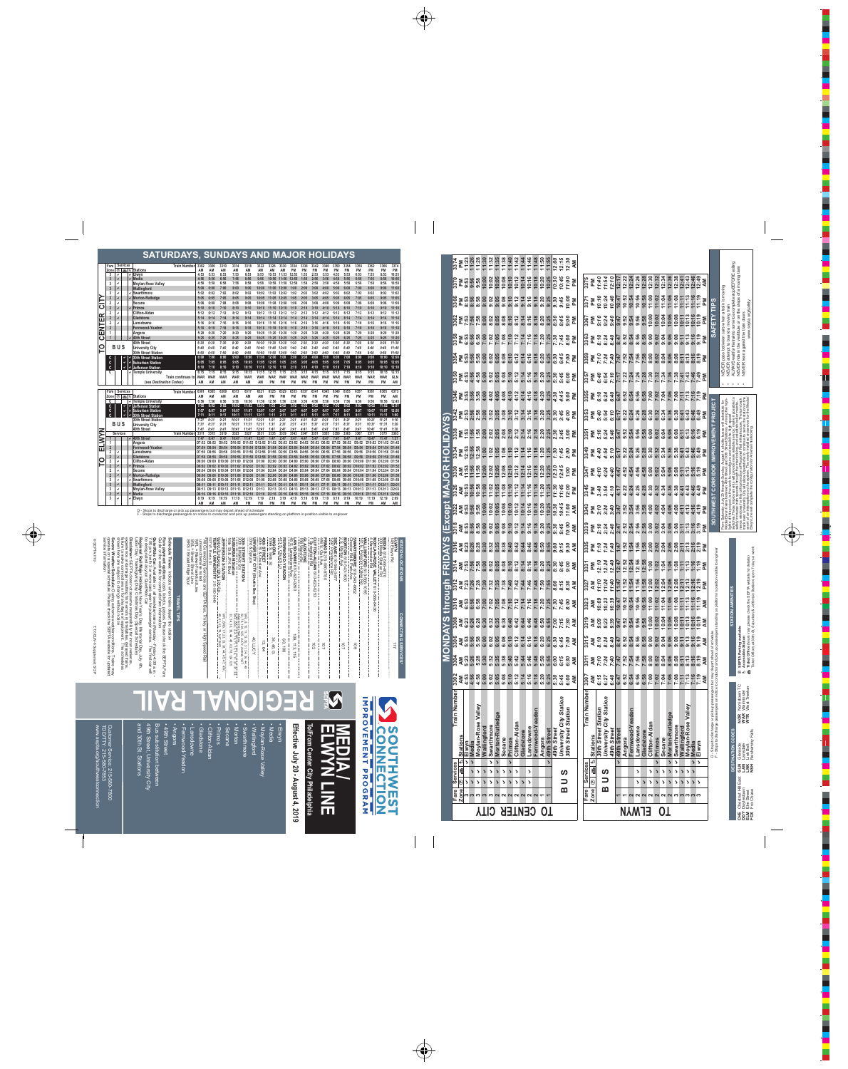# SEPTA REGIONAL RAIL

## SOUTHWEST CONNECTION IMPROVEMENT PROGRAM

# MEDIA / ELWYN LINE

**To/From Center City Philadelphia**

**Effective July 20 - August 4, 2019**

- Elwyn
- Media
- Moylan-Rose Valley
- Wallingford
- Swarthmore
- Morton
- Secane
- Primos
- Clifton-Aldan
- Gladstone
- Lansdowne
- Fernwood-Yeadon
- Angora
- 49th Street

Bus substitution between 49th Street, University City and 30th St. Stations

Customer Service: 215-580-7800
TDD/TTY: 215-580-7853
www.septa.org/southwestconnection

## MONDAYS through FRIDAYS (Except MAJOR HOLIDAYS)

### TO CENTER CITY

### TO ELWYN

## SATURDAYS, SUNDAYS AND MAJOR HOLIDAYS

### TO CENTER CITY

### TO ELWYN

D - Stops to discharge or pick up passengers but may depart ahead of schedule

F - Stops to discharge passengers on notice to conductor and pick up passengers standing on platform in position visible to engineer

## STATION CONNECTIONS

## TRAVEL TIPS

## SOUTHWEST CORRIDOR IMPROVEMENT PROJECT

## STATION AMENITIES

## DESTINATION CODES

## SAFETY TIPS

- NEVER pass between cars when train is running
- NEVER attempt to board a moving train
- ALWAYS wait for the train to come to a complete stop BEFORE exiting
- NEVER lean against the train